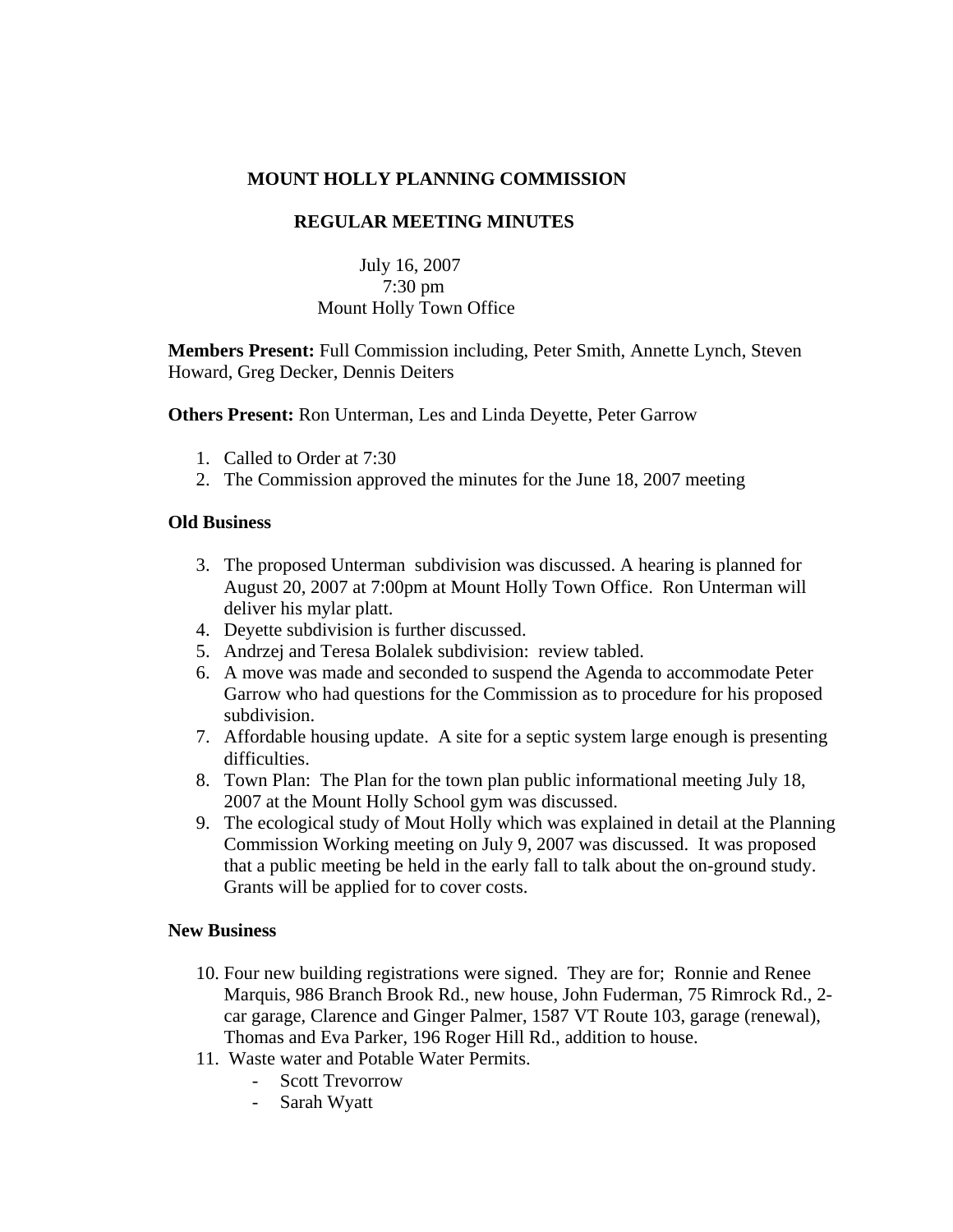# MOUNT HOLLY PLANNING COMMISSION

## REGULAR MEETING MINUTES

July 16, 2007
7:30 pm
Mount Holly Town Office

**Members Present:** Full Commission including, Peter Smith, Annette Lynch, Steven Howard, Greg Decker, Dennis Deiters

**Others Present:** Ron Unterman, Les and Linda Deyette, Peter Garrow

1. Called to Order at 7:30
2. The Commission approved the minutes for the June 18, 2007 meeting

**Old Business**

3. The proposed Unterman subdivision was discussed. A hearing is planned for August 20, 2007 at 7:00pm at Mount Holly Town Office. Ron Unterman will deliver his mylar platt.
4. Deyette subdivision is further discussed.
5. Andrzej and Teresa Bolalek subdivision: review tabled.
6. A move was made and seconded to suspend the Agenda to accommodate Peter Garrow who had questions for the Commission as to procedure for his proposed subdivision.
7. Affordable housing update. A site for a septic system large enough is presenting difficulties.
8. Town Plan: The Plan for the town plan public informational meeting July 18, 2007 at the Mount Holly School gym was discussed.
9. The ecological study of Mout Holly which was explained in detail at the Planning Commission Working meeting on July 9, 2007 was discussed. It was proposed that a public meeting be held in the early fall to talk about the on-ground study. Grants will be applied for to cover costs.

**New Business**

10. Four new building registrations were signed. They are for; Ronnie and Renee Marquis, 986 Branch Brook Rd., new house, John Fuderman, 75 Rimrock Rd., 2-car garage, Clarence and Ginger Palmer, 1587 VT Route 103, garage (renewal), Thomas and Eva Parker, 196 Roger Hill Rd., addition to house.
11. Waste water and Potable Water Permits.
    - Scott Trevorrow
    - Sarah Wyatt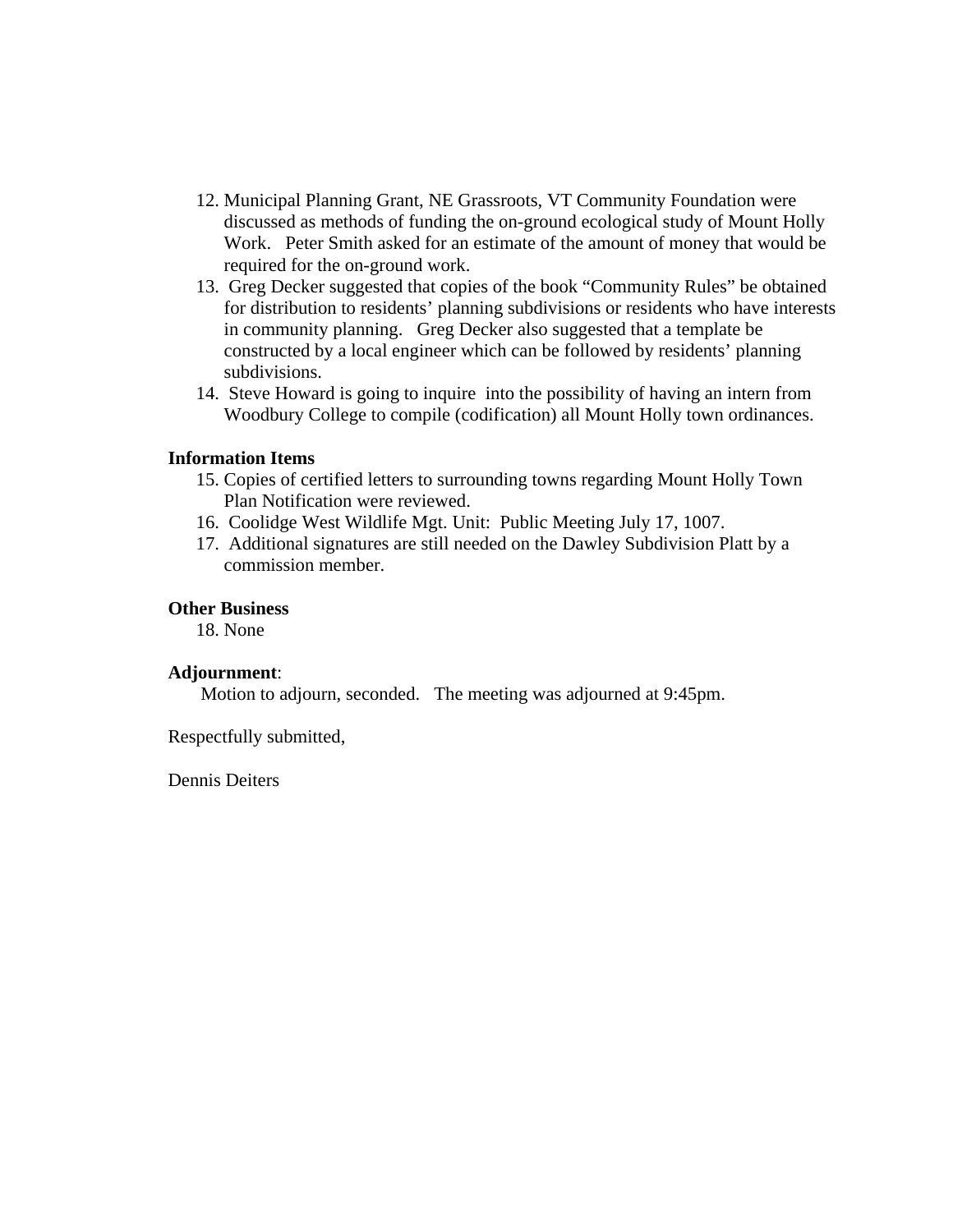12. Municipal Planning Grant, NE Grassroots, VT Community Foundation were discussed as methods of funding the on-ground ecological study of Mount Holly Work. Peter Smith asked for an estimate of the amount of money that would be required for the on-ground work.
13. Greg Decker suggested that copies of the book "Community Rules" be obtained for distribution to residents' planning subdivisions or residents who have interests in community planning. Greg Decker also suggested that a template be constructed by a local engineer which can be followed by residents' planning subdivisions.
14. Steve Howard is going to inquire into the possibility of having an intern from Woodbury College to compile (codification) all Mount Holly town ordinances.

**Information Items**

15. Copies of certified letters to surrounding towns regarding Mount Holly Town Plan Notification were reviewed.
16. Coolidge West Wildlife Mgt. Unit: Public Meeting July 17, 1007.
17. Additional signatures are still needed on the Dawley Subdivision Platt by a commission member.

**Other Business**

18. None

**Adjournment**:

Motion to adjourn, seconded. The meeting was adjourned at 9:45pm.

Respectfully submitted,

Dennis Deiters